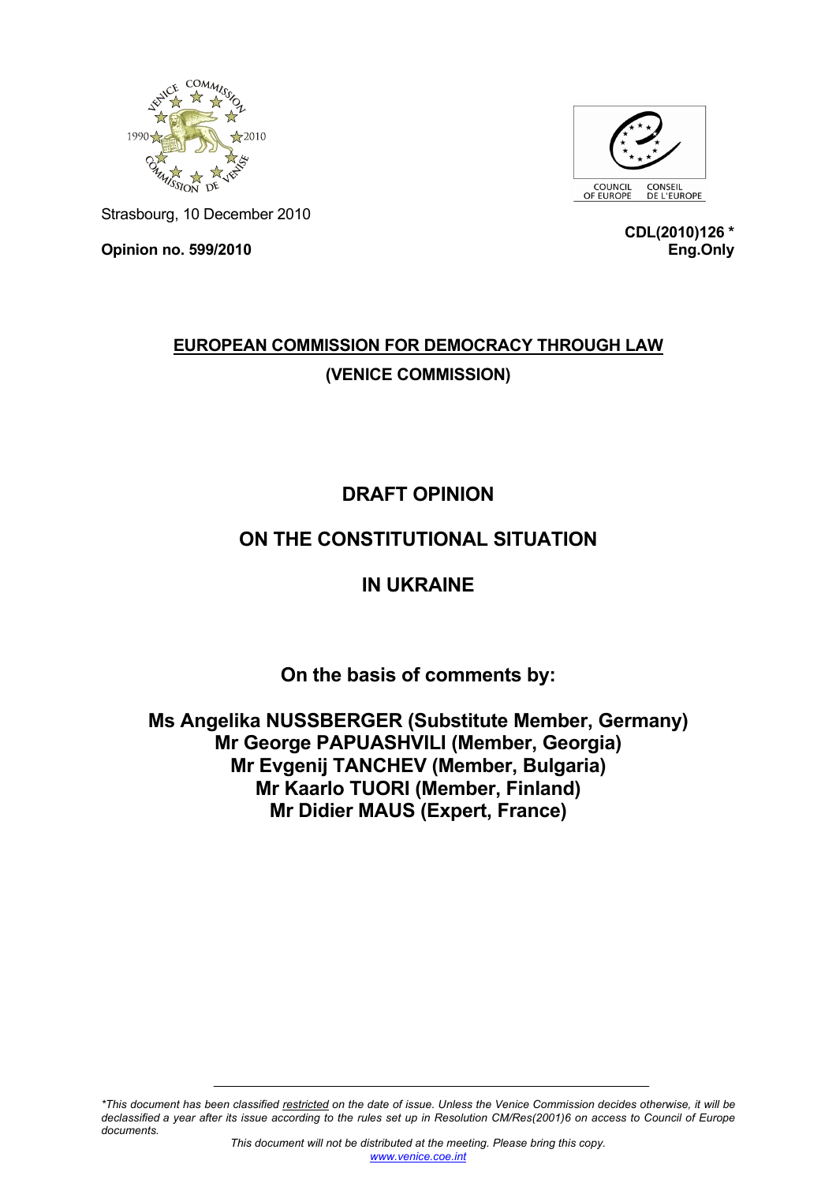Strasbourg, 10 December 2010

**Opinion no. 599/2010**

**CDL(2010)126 ***
**Eng.Only**

**EUROPEAN COMMISSION FOR DEMOCRACY THROUGH LAW**

**(VENICE COMMISSION)**

# DRAFT OPINION

# ON THE CONSTITUTIONAL SITUATION

# IN UKRAINE

**On the basis of comments by:**

**Ms Angelika NUSSBERGER (Substitute Member, Germany)**
**Mr George PAPUASHVILI (Member, Georgia)**
**Mr Evgenij TANCHEV (Member, Bulgaria)**
**Mr Kaarlo TUORI (Member, Finland)**
**Mr Didier MAUS (Expert, France)**

---

*\*This document has been classified restricted on the date of issue. Unless the Venice Commission decides otherwise, it will be declassified a year after its issue according to the rules set up in Resolution CM/Res(2001)6 on access to Council of Europe documents.*

*This document will not be distributed at the meeting. Please bring this copy.*
*www.venice.coe.int*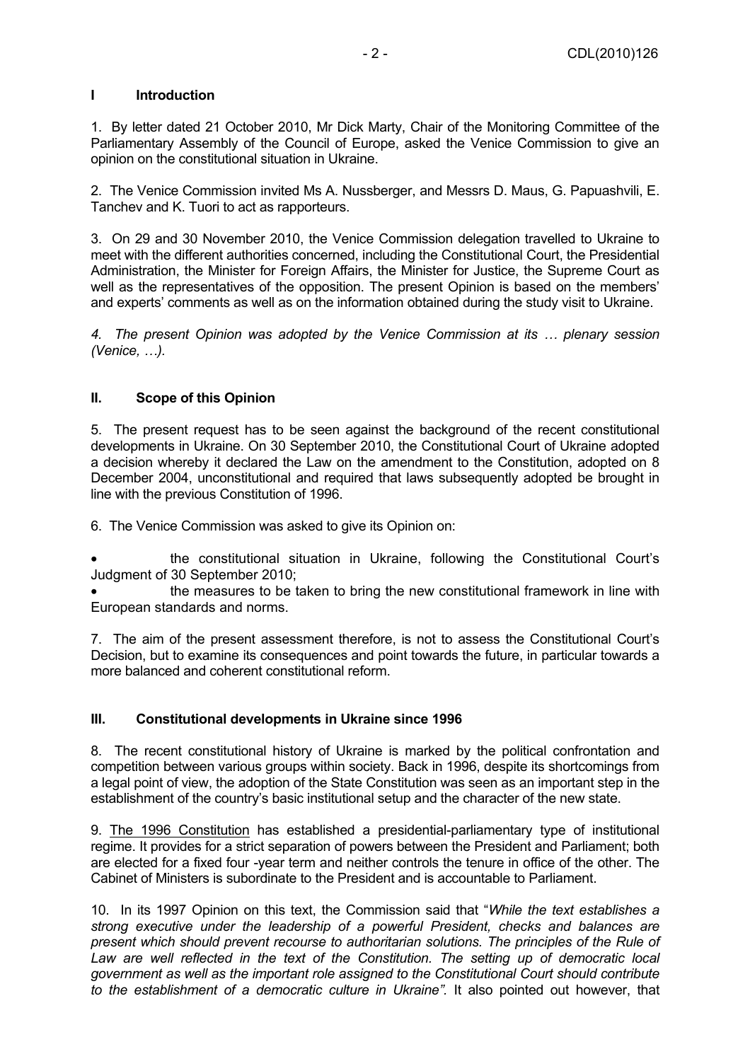## I Introduction

1. By letter dated 21 October 2010, Mr Dick Marty, Chair of the Monitoring Committee of the Parliamentary Assembly of the Council of Europe, asked the Venice Commission to give an opinion on the constitutional situation in Ukraine.

2. The Venice Commission invited Ms A. Nussberger, and Messrs D. Maus, G. Papuashvili, E. Tanchev and K. Tuori to act as rapporteurs.

3. On 29 and 30 November 2010, the Venice Commission delegation travelled to Ukraine to meet with the different authorities concerned, including the Constitutional Court, the Presidential Administration, the Minister for Foreign Affairs, the Minister for Justice, the Supreme Court as well as the representatives of the opposition. The present Opinion is based on the members' and experts' comments as well as on the information obtained during the study visit to Ukraine.

*4. The present Opinion was adopted by the Venice Commission at its … plenary session (Venice, …).*

## II. Scope of this Opinion

5. The present request has to be seen against the background of the recent constitutional developments in Ukraine. On 30 September 2010, the Constitutional Court of Ukraine adopted a decision whereby it declared the Law on the amendment to the Constitution, adopted on 8 December 2004, unconstitutional and required that laws subsequently adopted be brought in line with the previous Constitution of 1996.

6. The Venice Commission was asked to give its Opinion on:

- the constitutional situation in Ukraine, following the Constitutional Court's Judgment of 30 September 2010;
- the measures to be taken to bring the new constitutional framework in line with European standards and norms.

7. The aim of the present assessment therefore, is not to assess the Constitutional Court's Decision, but to examine its consequences and point towards the future, in particular towards a more balanced and coherent constitutional reform.

## III. Constitutional developments in Ukraine since 1996

8. The recent constitutional history of Ukraine is marked by the political confrontation and competition between various groups within society. Back in 1996, despite its shortcomings from a legal point of view, the adoption of the State Constitution was seen as an important step in the establishment of the country's basic institutional setup and the character of the new state.

9. The 1996 Constitution has established a presidential-parliamentary type of institutional regime. It provides for a strict separation of powers between the President and Parliament; both are elected for a fixed four -year term and neither controls the tenure in office of the other. The Cabinet of Ministers is subordinate to the President and is accountable to Parliament.

10. In its 1997 Opinion on this text, the Commission said that "*While the text establishes a strong executive under the leadership of a powerful President, checks and balances are present which should prevent recourse to authoritarian solutions. The principles of the Rule of Law are well reflected in the text of the Constitution. The setting up of democratic local government as well as the important role assigned to the Constitutional Court should contribute to the establishment of a democratic culture in Ukraine".* It also pointed out however, that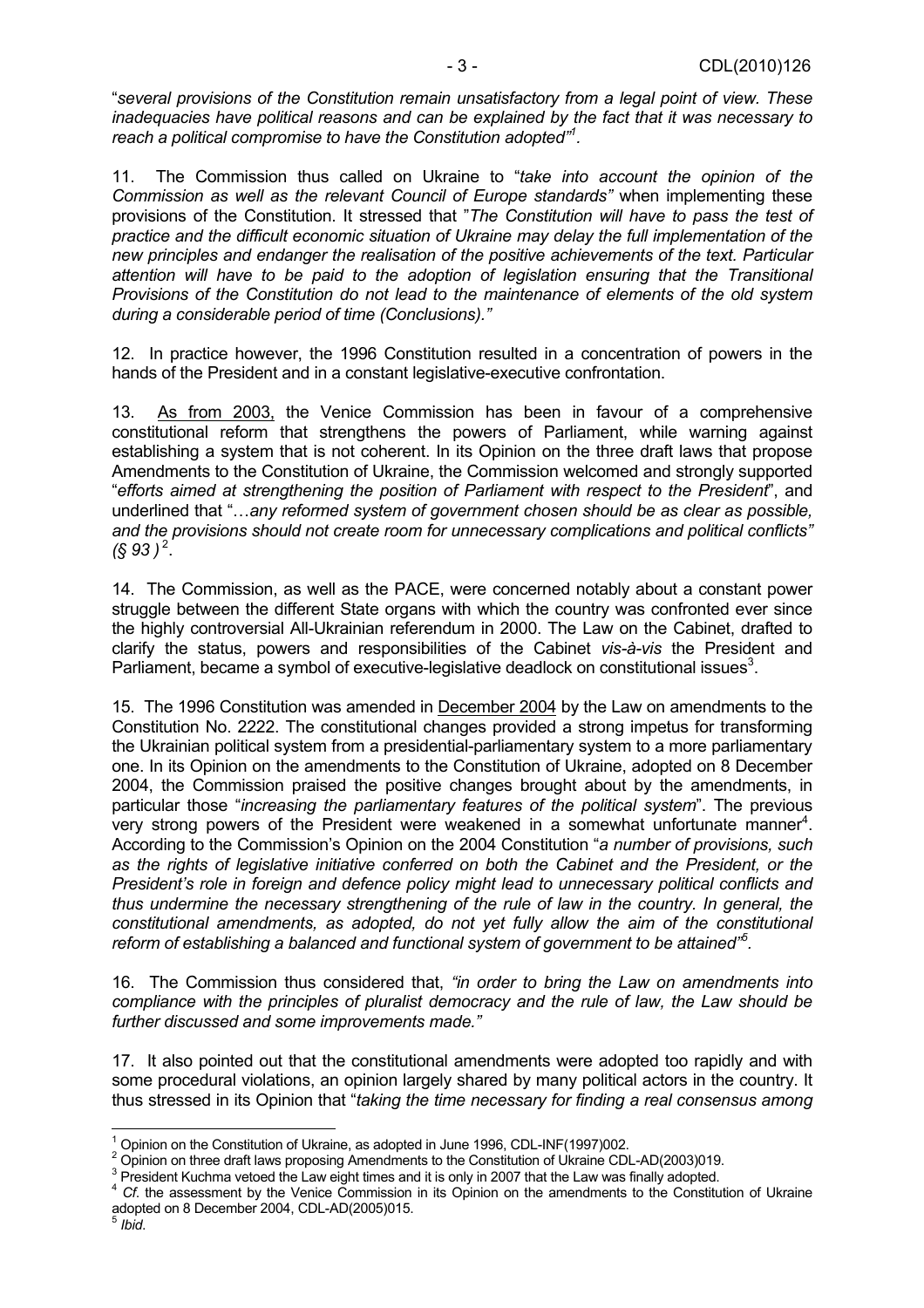"*several provisions of the Constitution remain unsatisfactory from a legal point of view. These inadequacies have political reasons and can be explained by the fact that it was necessary to reach a political compromise to have the Constitution adopted*"[1].

11. The Commission thus called on Ukraine to "*take into account the opinion of the Commission as well as the relevant Council of Europe standards*" when implementing these provisions of the Constitution. It stressed that "*The Constitution will have to pass the test of practice and the difficult economic situation of Ukraine may delay the full implementation of the new principles and endanger the realisation of the positive achievements of the text. Particular attention will have to be paid to the adoption of legislation ensuring that the Transitional Provisions of the Constitution do not lead to the maintenance of elements of the old system during a considerable period of time (Conclusions).*"

12. In practice however, the 1996 Constitution resulted in a concentration of powers in the hands of the President and in a constant legislative-executive confrontation.

13. As from 2003, the Venice Commission has been in favour of a comprehensive constitutional reform that strengthens the powers of Parliament, while warning against establishing a system that is not coherent. In its Opinion on the three draft laws that propose Amendments to the Constitution of Ukraine, the Commission welcomed and strongly supported "*efforts aimed at strengthening the position of Parliament with respect to the President*", and underlined that "…*any reformed system of government chosen should be as clear as possible, and the provisions should not create room for unnecessary complications and political conflicts" (§ 93 )*[2].

14. The Commission, as well as the PACE, were concerned notably about a constant power struggle between the different State organs with which the country was confronted ever since the highly controversial All-Ukrainian referendum in 2000. The Law on the Cabinet, drafted to clarify the status, powers and responsibilities of the Cabinet *vis-à-vis* the President and Parliament, became a symbol of executive-legislative deadlock on constitutional issues[3].

15. The 1996 Constitution was amended in December 2004 by the Law on amendments to the Constitution No. 2222. The constitutional changes provided a strong impetus for transforming the Ukrainian political system from a presidential-parliamentary system to a more parliamentary one. In its Opinion on the amendments to the Constitution of Ukraine, adopted on 8 December 2004, the Commission praised the positive changes brought about by the amendments, in particular those "*increasing the parliamentary features of the political system*". The previous very strong powers of the President were weakened in a somewhat unfortunate manner[4]. According to the Commission's Opinion on the 2004 Constitution "*a number of provisions, such as the rights of legislative initiative conferred on both the Cabinet and the President, or the President's role in foreign and defence policy might lead to unnecessary political conflicts and thus undermine the necessary strengthening of the rule of law in the country. In general, the constitutional amendments, as adopted, do not yet fully allow the aim of the constitutional reform of establishing a balanced and functional system of government to be attained*"[5].

16. The Commission thus considered that, *"in order to bring the Law on amendments into compliance with the principles of pluralist democracy and the rule of law, the Law should be further discussed and some improvements made."*

17. It also pointed out that the constitutional amendments were adopted too rapidly and with some procedural violations, an opinion largely shared by many political actors in the country. It thus stressed in its Opinion that "*taking the time necessary for finding a real consensus among*

---

[1] Opinion on the Constitution of Ukraine, as adopted in June 1996, CDL-INF(1997)002.

[2] Opinion on three draft laws proposing Amendments to the Constitution of Ukraine CDL-AD(2003)019.

[3] President Kuchma vetoed the Law eight times and it is only in 2007 that the Law was finally adopted.

[4] *Cf.* the assessment by the Venice Commission in its Opinion on the amendments to the Constitution of Ukraine adopted on 8 December 2004, CDL-AD(2005)015.

[5] *Ibid.*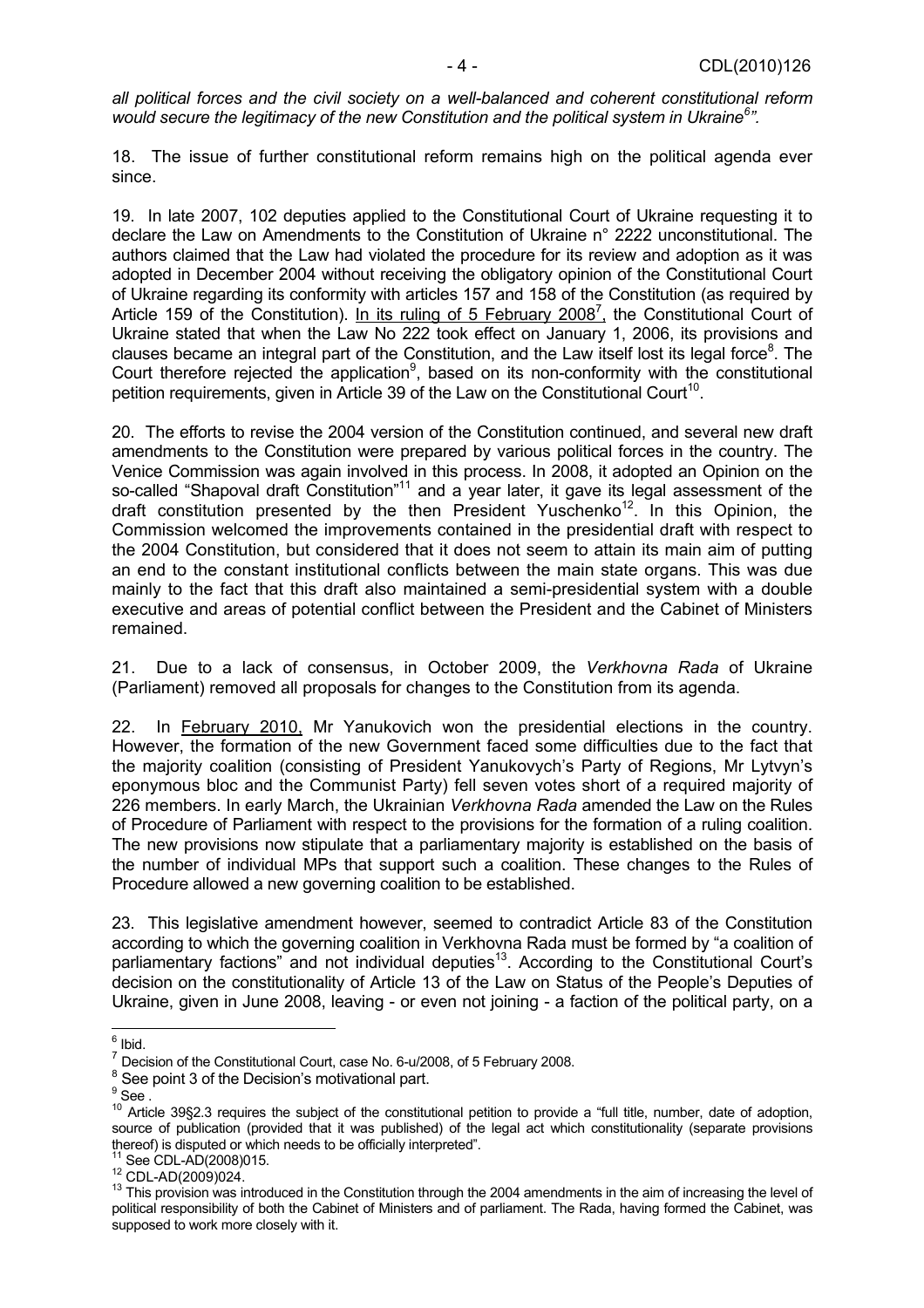*all political forces and the civil society on a well-balanced and coherent constitutional reform would secure the legitimacy of the new Constitution and the political system in Ukraine[6]".*

18. The issue of further constitutional reform remains high on the political agenda ever since.

19. In late 2007, 102 deputies applied to the Constitutional Court of Ukraine requesting it to declare the Law on Amendments to the Constitution of Ukraine n° 2222 unconstitutional. The authors claimed that the Law had violated the procedure for its review and adoption as it was adopted in December 2004 without receiving the obligatory opinion of the Constitutional Court of Ukraine regarding its conformity with articles 157 and 158 of the Constitution (as required by Article 159 of the Constitution). In its ruling of 5 February 2008[7], the Constitutional Court of Ukraine stated that when the Law No 222 took effect on January 1, 2006, its provisions and clauses became an integral part of the Constitution, and the Law itself lost its legal force[8]. The Court therefore rejected the application[9], based on its non-conformity with the constitutional petition requirements, given in Article 39 of the Law on the Constitutional Court[10].

20. The efforts to revise the 2004 version of the Constitution continued, and several new draft amendments to the Constitution were prepared by various political forces in the country. The Venice Commission was again involved in this process. In 2008, it adopted an Opinion on the so-called "Shapoval draft Constitution"[11] and a year later, it gave its legal assessment of the draft constitution presented by the then President Yuschenko[12]. In this Opinion, the Commission welcomed the improvements contained in the presidential draft with respect to the 2004 Constitution, but considered that it does not seem to attain its main aim of putting an end to the constant institutional conflicts between the main state organs. This was due mainly to the fact that this draft also maintained a semi-presidential system with a double executive and areas of potential conflict between the President and the Cabinet of Ministers remained.

21. Due to a lack of consensus, in October 2009, the *Verkhovna Rada* of Ukraine (Parliament) removed all proposals for changes to the Constitution from its agenda.

22. In February 2010, Mr Yanukovich won the presidential elections in the country. However, the formation of the new Government faced some difficulties due to the fact that the majority coalition (consisting of President Yanukovych's Party of Regions, Mr Lytvyn's eponymous bloc and the Communist Party) fell seven votes short of a required majority of 226 members. In early March, the Ukrainian *Verkhovna Rada* amended the Law on the Rules of Procedure of Parliament with respect to the provisions for the formation of a ruling coalition. The new provisions now stipulate that a parliamentary majority is established on the basis of the number of individual MPs that support such a coalition. These changes to the Rules of Procedure allowed a new governing coalition to be established.

23. This legislative amendment however, seemed to contradict Article 83 of the Constitution according to which the governing coalition in Verkhovna Rada must be formed by "a coalition of parliamentary factions" and not individual deputies[13]. According to the Constitutional Court's decision on the constitutionality of Article 13 of the Law on Status of the People's Deputies of Ukraine, given in June 2008, leaving - or even not joining - a faction of the political party, on a

---

[6] Ibid.

[7] Decision of the Constitutional Court, case No. 6-u/2008, of 5 February 2008.

[8] See point 3 of the Decision's motivational part.

[9] See .

[10] Article 39§2.3 requires the subject of the constitutional petition to provide a "full title, number, date of adoption, source of publication (provided that it was published) of the legal act which constitutionality (separate provisions thereof) is disputed or which needs to be officially interpreted".

[11] See CDL-AD(2008)015.

[12] CDL-AD(2009)024.

[13] This provision was introduced in the Constitution through the 2004 amendments in the aim of increasing the level of political responsibility of both the Cabinet of Ministers and of parliament. The Rada, having formed the Cabinet, was supposed to work more closely with it.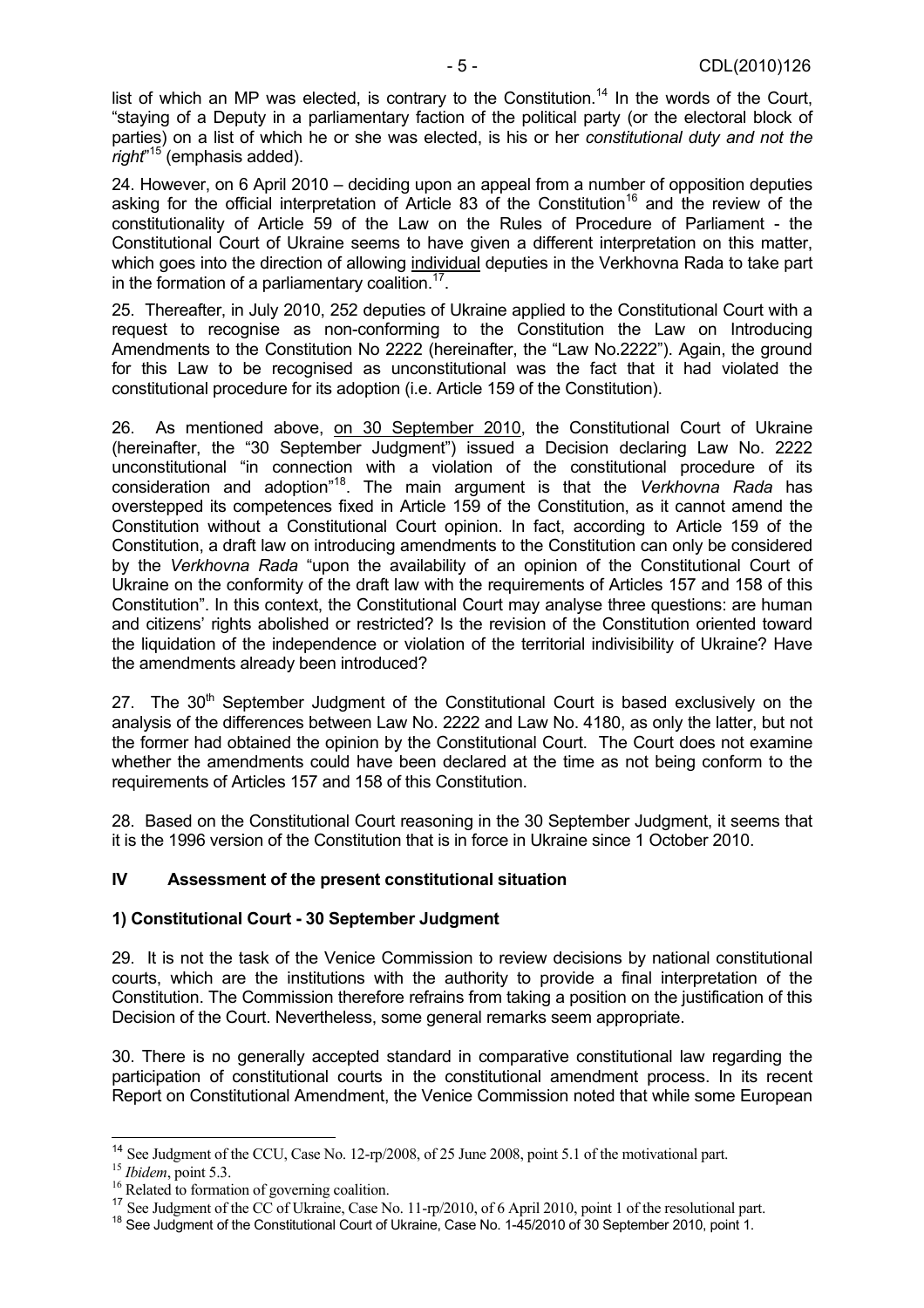list of which an MP was elected, is contrary to the Constitution.[14] In the words of the Court, "staying of a Deputy in a parliamentary faction of the political party (or the electoral block of parties) on a list of which he or she was elected, is his or her *constitutional duty and not the right*"[15] (emphasis added).

24. However, on 6 April 2010 – deciding upon an appeal from a number of opposition deputies asking for the official interpretation of Article 83 of the Constitution[16] and the review of the constitutionality of Article 59 of the Law on the Rules of Procedure of Parliament - the Constitutional Court of Ukraine seems to have given a different interpretation on this matter, which goes into the direction of allowing individual deputies in the Verkhovna Rada to take part in the formation of a parliamentary coalition.[17].

25. Thereafter, in July 2010, 252 deputies of Ukraine applied to the Constitutional Court with a request to recognise as non-conforming to the Constitution the Law on Introducing Amendments to the Constitution No 2222 (hereinafter, the "Law No.2222"). Again, the ground for this Law to be recognised as unconstitutional was the fact that it had violated the constitutional procedure for its adoption (i.e. Article 159 of the Constitution).

26. As mentioned above, on 30 September 2010, the Constitutional Court of Ukraine (hereinafter, the "30 September Judgment") issued a Decision declaring Law No. 2222 unconstitutional "in connection with a violation of the constitutional procedure of its consideration and adoption"[18]. The main argument is that the *Verkhovna Rada* has overstepped its competences fixed in Article 159 of the Constitution, as it cannot amend the Constitution without a Constitutional Court opinion. In fact, according to Article 159 of the Constitution, a draft law on introducing amendments to the Constitution can only be considered by the *Verkhovna Rada* "upon the availability of an opinion of the Constitutional Court of Ukraine on the conformity of the draft law with the requirements of Articles 157 and 158 of this Constitution". In this context, the Constitutional Court may analyse three questions: are human and citizens' rights abolished or restricted? Is the revision of the Constitution oriented toward the liquidation of the independence or violation of the territorial indivisibility of Ukraine? Have the amendments already been introduced?

27. The 30th September Judgment of the Constitutional Court is based exclusively on the analysis of the differences between Law No. 2222 and Law No. 4180, as only the latter, but not the former had obtained the opinion by the Constitutional Court. The Court does not examine whether the amendments could have been declared at the time as not being conform to the requirements of Articles 157 and 158 of this Constitution.

28. Based on the Constitutional Court reasoning in the 30 September Judgment, it seems that it is the 1996 version of the Constitution that is in force in Ukraine since 1 October 2010.

## IV Assessment of the present constitutional situation

### 1) Constitutional Court - 30 September Judgment

29. It is not the task of the Venice Commission to review decisions by national constitutional courts, which are the institutions with the authority to provide a final interpretation of the Constitution. The Commission therefore refrains from taking a position on the justification of this Decision of the Court. Nevertheless, some general remarks seem appropriate.

30. There is no generally accepted standard in comparative constitutional law regarding the participation of constitutional courts in the constitutional amendment process. In its recent Report on Constitutional Amendment, the Venice Commission noted that while some European

---

[14] See Judgment of the CCU, Case No. 12-rp/2008, of 25 June 2008, point 5.1 of the motivational part.

[15] *Ibidem*, point 5.3.

[16] Related to formation of governing coalition.

[17] See Judgment of the CC of Ukraine, Case No. 11-rp/2010, of 6 April 2010, point 1 of the resolutional part.

[18] See Judgment of the Constitutional Court of Ukraine, Case No. 1-45/2010 of 30 September 2010, point 1.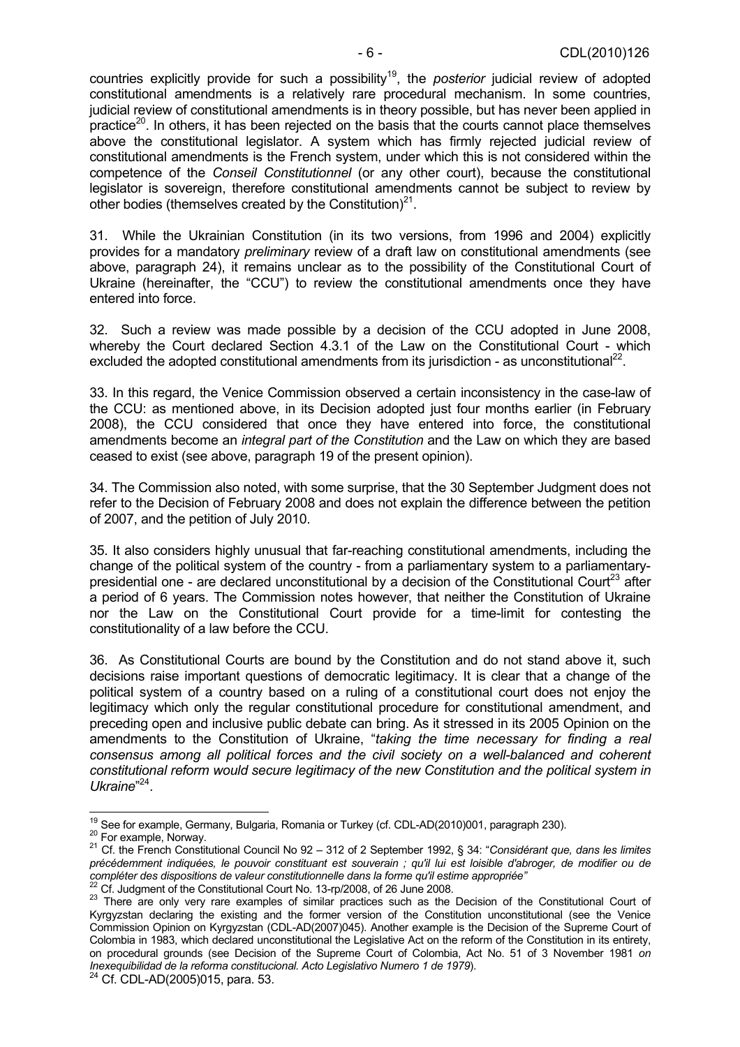countries explicitly provide for such a possibility[19], the *posterior* judicial review of adopted constitutional amendments is a relatively rare procedural mechanism. In some countries, judicial review of constitutional amendments is in theory possible, but has never been applied in practice[20]. In others, it has been rejected on the basis that the courts cannot place themselves above the constitutional legislator. A system which has firmly rejected judicial review of constitutional amendments is the French system, under which this is not considered within the competence of the *Conseil Constitutionnel* (or any other court), because the constitutional legislator is sovereign, therefore constitutional amendments cannot be subject to review by other bodies (themselves created by the Constitution)[21].

31. While the Ukrainian Constitution (in its two versions, from 1996 and 2004) explicitly provides for a mandatory *preliminary* review of a draft law on constitutional amendments (see above, paragraph 24), it remains unclear as to the possibility of the Constitutional Court of Ukraine (hereinafter, the "CCU") to review the constitutional amendments once they have entered into force.

32. Such a review was made possible by a decision of the CCU adopted in June 2008, whereby the Court declared Section 4.3.1 of the Law on the Constitutional Court - which excluded the adopted constitutional amendments from its jurisdiction - as unconstitutional[22].

33. In this regard, the Venice Commission observed a certain inconsistency in the case-law of the CCU: as mentioned above, in its Decision adopted just four months earlier (in February 2008), the CCU considered that once they have entered into force, the constitutional amendments become an *integral part of the Constitution* and the Law on which they are based ceased to exist (see above, paragraph 19 of the present opinion).

34. The Commission also noted, with some surprise, that the 30 September Judgment does not refer to the Decision of February 2008 and does not explain the difference between the petition of 2007, and the petition of July 2010.

35. It also considers highly unusual that far-reaching constitutional amendments, including the change of the political system of the country - from a parliamentary system to a parliamentary-presidential one - are declared unconstitutional by a decision of the Constitutional Court[23] after a period of 6 years. The Commission notes however, that neither the Constitution of Ukraine nor the Law on the Constitutional Court provide for a time-limit for contesting the constitutionality of a law before the CCU.

36. As Constitutional Courts are bound by the Constitution and do not stand above it, such decisions raise important questions of democratic legitimacy. It is clear that a change of the political system of a country based on a ruling of a constitutional court does not enjoy the legitimacy which only the regular constitutional procedure for constitutional amendment, and preceding open and inclusive public debate can bring. As it stressed in its 2005 Opinion on the amendments to the Constitution of Ukraine, "*taking the time necessary for finding a real consensus among all political forces and the civil society on a well-balanced and coherent constitutional reform would secure legitimacy of the new Constitution and the political system in Ukraine*"[24].

---

[19] See for example, Germany, Bulgaria, Romania or Turkey (cf. CDL-AD(2010)001, paragraph 230).

[20] For example, Norway.

[21] Cf. the French Constitutional Council No 92 – 312 of 2 September 1992, § 34: "*Considérant que, dans les limites précédemment indiquées, le pouvoir constituant est souverain ; qu'il lui est loisible d'abroger, de modifier ou de compléter des dispositions de valeur constitutionnelle dans la forme qu'il estime appropriée"*

[22] Cf. Judgment of the Constitutional Court No. 13-rp/2008, of 26 June 2008.

[23] There are only very rare examples of similar practices such as the Decision of the Constitutional Court of Kyrgyzstan declaring the existing and the former version of the Constitution unconstitutional (see the Venice Commission Opinion on Kyrgyzstan (CDL-AD(2007)045). Another example is the Decision of the Supreme Court of Colombia in 1983, which declared unconstitutional the Legislative Act on the reform of the Constitution in its entirety, on procedural grounds (see Decision of the Supreme Court of Colombia, Act No. 51 of 3 November 1981 *on Inexequibilidad de la reforma constitucional. Acto Legislativo Numero 1 de 1979*).

[24] Cf. CDL-AD(2005)015, para. 53.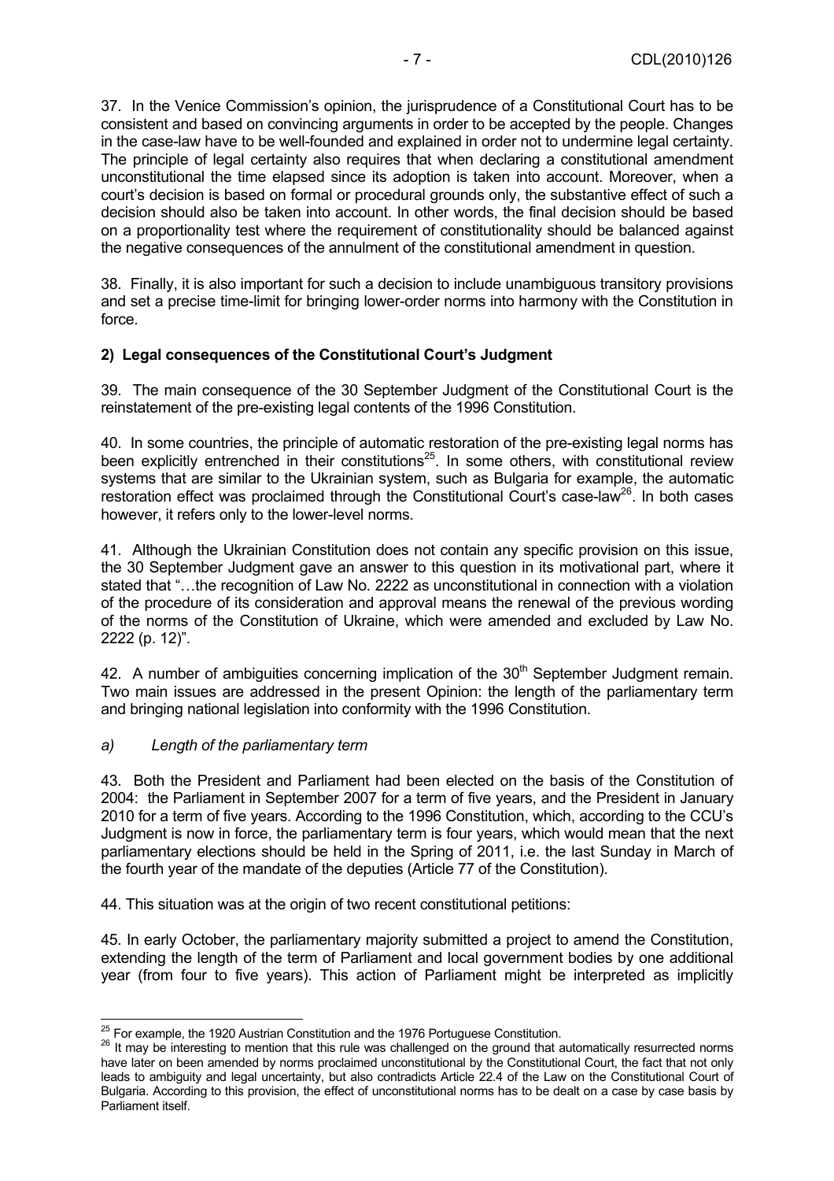37. In the Venice Commission's opinion, the jurisprudence of a Constitutional Court has to be consistent and based on convincing arguments in order to be accepted by the people. Changes in the case-law have to be well-founded and explained in order not to undermine legal certainty. The principle of legal certainty also requires that when declaring a constitutional amendment unconstitutional the time elapsed since its adoption is taken into account. Moreover, when a court's decision is based on formal or procedural grounds only, the substantive effect of such a decision should also be taken into account. In other words, the final decision should be based on a proportionality test where the requirement of constitutionality should be balanced against the negative consequences of the annulment of the constitutional amendment in question.

38. Finally, it is also important for such a decision to include unambiguous transitory provisions and set a precise time-limit for bringing lower-order norms into harmony with the Constitution in force.

### 2) Legal consequences of the Constitutional Court's Judgment

39. The main consequence of the 30 September Judgment of the Constitutional Court is the reinstatement of the pre-existing legal contents of the 1996 Constitution.

40. In some countries, the principle of automatic restoration of the pre-existing legal norms has been explicitly entrenched in their constitutions[25]. In some others, with constitutional review systems that are similar to the Ukrainian system, such as Bulgaria for example, the automatic restoration effect was proclaimed through the Constitutional Court's case-law[26]. In both cases however, it refers only to the lower-level norms.

41. Although the Ukrainian Constitution does not contain any specific provision on this issue, the 30 September Judgment gave an answer to this question in its motivational part, where it stated that "…the recognition of Law No. 2222 as unconstitutional in connection with a violation of the procedure of its consideration and approval means the renewal of the previous wording of the norms of the Constitution of Ukraine, which were amended and excluded by Law No. 2222 (p. 12)".

42. A number of ambiguities concerning implication of the 30th September Judgment remain. Two main issues are addressed in the present Opinion: the length of the parliamentary term and bringing national legislation into conformity with the 1996 Constitution.

#### *a) Length of the parliamentary term*

43. Both the President and Parliament had been elected on the basis of the Constitution of 2004: the Parliament in September 2007 for a term of five years, and the President in January 2010 for a term of five years. According to the 1996 Constitution, which, according to the CCU's Judgment is now in force, the parliamentary term is four years, which would mean that the next parliamentary elections should be held in the Spring of 2011, i.e. the last Sunday in March of the fourth year of the mandate of the deputies (Article 77 of the Constitution).

44. This situation was at the origin of two recent constitutional petitions:

45. In early October, the parliamentary majority submitted a project to amend the Constitution, extending the length of the term of Parliament and local government bodies by one additional year (from four to five years). This action of Parliament might be interpreted as implicitly

---

[25] For example, the 1920 Austrian Constitution and the 1976 Portuguese Constitution.

[26] It may be interesting to mention that this rule was challenged on the ground that automatically resurrected norms have later on been amended by norms proclaimed unconstitutional by the Constitutional Court, the fact that not only leads to ambiguity and legal uncertainty, but also contradicts Article 22.4 of the Law on the Constitutional Court of Bulgaria. According to this provision, the effect of unconstitutional norms has to be dealt on a case by case basis by Parliament itself.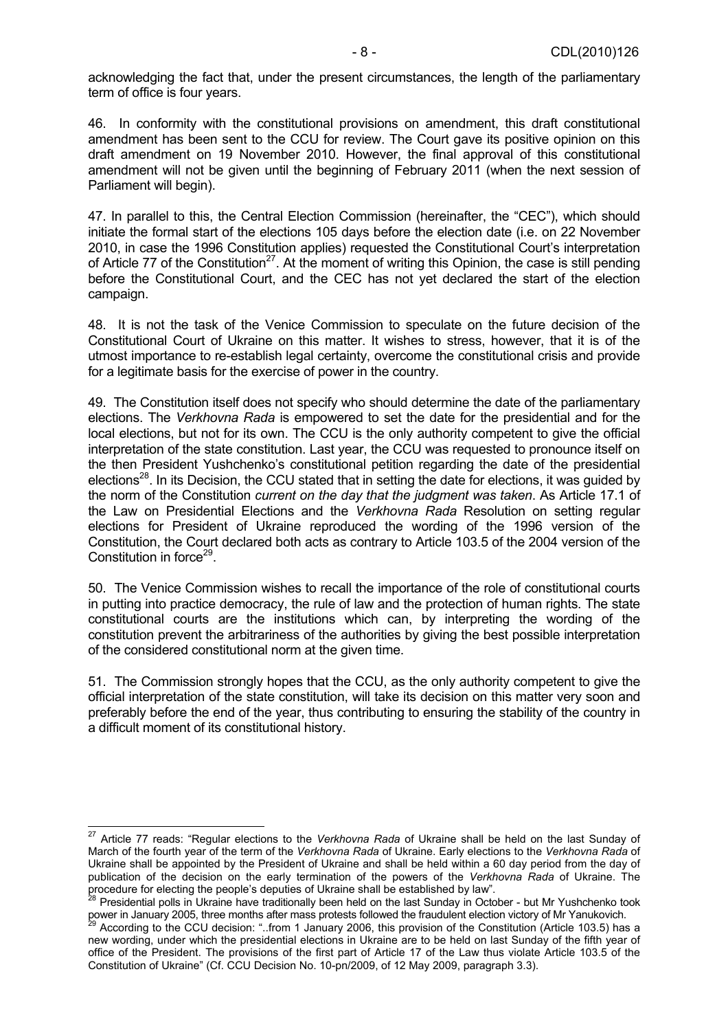acknowledging the fact that, under the present circumstances, the length of the parliamentary term of office is four years.

46. In conformity with the constitutional provisions on amendment, this draft constitutional amendment has been sent to the CCU for review. The Court gave its positive opinion on this draft amendment on 19 November 2010. However, the final approval of this constitutional amendment will not be given until the beginning of February 2011 (when the next session of Parliament will begin).

47. In parallel to this, the Central Election Commission (hereinafter, the "CEC"), which should initiate the formal start of the elections 105 days before the election date (i.e. on 22 November 2010, in case the 1996 Constitution applies) requested the Constitutional Court's interpretation of Article 77 of the Constitution[27]. At the moment of writing this Opinion, the case is still pending before the Constitutional Court, and the CEC has not yet declared the start of the election campaign.

48. It is not the task of the Venice Commission to speculate on the future decision of the Constitutional Court of Ukraine on this matter. It wishes to stress, however, that it is of the utmost importance to re-establish legal certainty, overcome the constitutional crisis and provide for a legitimate basis for the exercise of power in the country.

49. The Constitution itself does not specify who should determine the date of the parliamentary elections. The *Verkhovna Rada* is empowered to set the date for the presidential and for the local elections, but not for its own. The CCU is the only authority competent to give the official interpretation of the state constitution. Last year, the CCU was requested to pronounce itself on the then President Yushchenko's constitutional petition regarding the date of the presidential elections[28]. In its Decision, the CCU stated that in setting the date for elections, it was guided by the norm of the Constitution *current on the day that the judgment was taken*. As Article 17.1 of the Law on Presidential Elections and the *Verkhovna Rada* Resolution on setting regular elections for President of Ukraine reproduced the wording of the 1996 version of the Constitution, the Court declared both acts as contrary to Article 103.5 of the 2004 version of the Constitution in force[29].

50. The Venice Commission wishes to recall the importance of the role of constitutional courts in putting into practice democracy, the rule of law and the protection of human rights. The state constitutional courts are the institutions which can, by interpreting the wording of the constitution prevent the arbitrariness of the authorities by giving the best possible interpretation of the considered constitutional norm at the given time.

51. The Commission strongly hopes that the CCU, as the only authority competent to give the official interpretation of the state constitution, will take its decision on this matter very soon and preferably before the end of the year, thus contributing to ensuring the stability of the country in a difficult moment of its constitutional history.

---

[27] Article 77 reads: "Regular elections to the *Verkhovna Rada* of Ukraine shall be held on the last Sunday of March of the fourth year of the term of the *Verkhovna Rada* of Ukraine. Early elections to the *Verkhovna Rada* of Ukraine shall be appointed by the President of Ukraine and shall be held within a 60 day period from the day of publication of the decision on the early termination of the powers of the *Verkhovna Rada* of Ukraine. The procedure for electing the people's deputies of Ukraine shall be established by law".

[28] Presidential polls in Ukraine have traditionally been held on the last Sunday in October - but Mr Yushchenko took power in January 2005, three months after mass protests followed the fraudulent election victory of Mr Yanukovich.

[29] According to the CCU decision: "..from 1 January 2006, this provision of the Constitution (Article 103.5) has a new wording, under which the presidential elections in Ukraine are to be held on last Sunday of the fifth year of office of the President. The provisions of the first part of Article 17 of the Law thus violate Article 103.5 of the Constitution of Ukraine" (Cf. CCU Decision No. 10-pn/2009, of 12 May 2009, paragraph 3.3).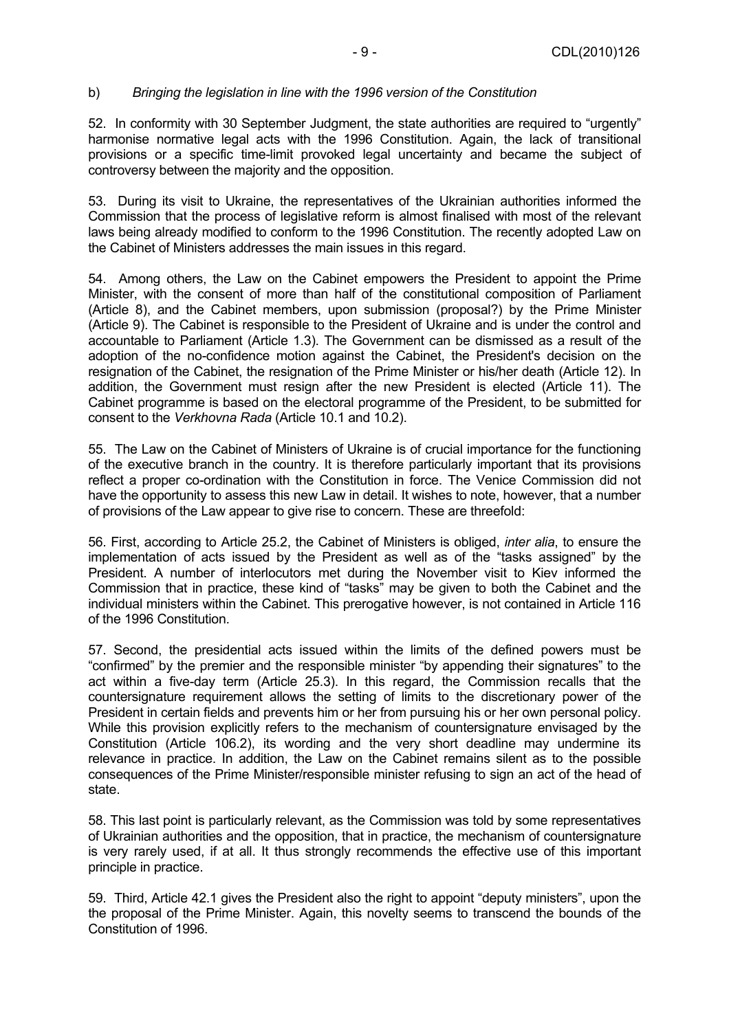b) *Bringing the legislation in line with the 1996 version of the Constitution*

52. In conformity with 30 September Judgment, the state authorities are required to "urgently" harmonise normative legal acts with the 1996 Constitution. Again, the lack of transitional provisions or a specific time-limit provoked legal uncertainty and became the subject of controversy between the majority and the opposition.

53. During its visit to Ukraine, the representatives of the Ukrainian authorities informed the Commission that the process of legislative reform is almost finalised with most of the relevant laws being already modified to conform to the 1996 Constitution. The recently adopted Law on the Cabinet of Ministers addresses the main issues in this regard.

54. Among others, the Law on the Cabinet empowers the President to appoint the Prime Minister, with the consent of more than half of the constitutional composition of Parliament (Article 8), and the Cabinet members, upon submission (proposal?) by the Prime Minister (Article 9). The Cabinet is responsible to the President of Ukraine and is under the control and accountable to Parliament (Article 1.3). The Government can be dismissed as a result of the adoption of the no-confidence motion against the Cabinet, the President's decision on the resignation of the Cabinet, the resignation of the Prime Minister or his/her death (Article 12). In addition, the Government must resign after the new President is elected (Article 11). The Cabinet programme is based on the electoral programme of the President, to be submitted for consent to the *Verkhovna Rada* (Article 10.1 and 10.2).

55. The Law on the Cabinet of Ministers of Ukraine is of crucial importance for the functioning of the executive branch in the country. It is therefore particularly important that its provisions reflect a proper co-ordination with the Constitution in force. The Venice Commission did not have the opportunity to assess this new Law in detail. It wishes to note, however, that a number of provisions of the Law appear to give rise to concern. These are threefold:

56. First, according to Article 25.2, the Cabinet of Ministers is obliged, *inter alia*, to ensure the implementation of acts issued by the President as well as of the "tasks assigned" by the President. A number of interlocutors met during the November visit to Kiev informed the Commission that in practice, these kind of "tasks" may be given to both the Cabinet and the individual ministers within the Cabinet. This prerogative however, is not contained in Article 116 of the 1996 Constitution.

57. Second, the presidential acts issued within the limits of the defined powers must be "confirmed" by the premier and the responsible minister "by appending their signatures" to the act within a five-day term (Article 25.3). In this regard, the Commission recalls that the countersignature requirement allows the setting of limits to the discretionary power of the President in certain fields and prevents him or her from pursuing his or her own personal policy. While this provision explicitly refers to the mechanism of countersignature envisaged by the Constitution (Article 106.2), its wording and the very short deadline may undermine its relevance in practice. In addition, the Law on the Cabinet remains silent as to the possible consequences of the Prime Minister/responsible minister refusing to sign an act of the head of state.

58. This last point is particularly relevant, as the Commission was told by some representatives of Ukrainian authorities and the opposition, that in practice, the mechanism of countersignature is very rarely used, if at all. It thus strongly recommends the effective use of this important principle in practice.

59. Third, Article 42.1 gives the President also the right to appoint "deputy ministers", upon the the proposal of the Prime Minister. Again, this novelty seems to transcend the bounds of the Constitution of 1996.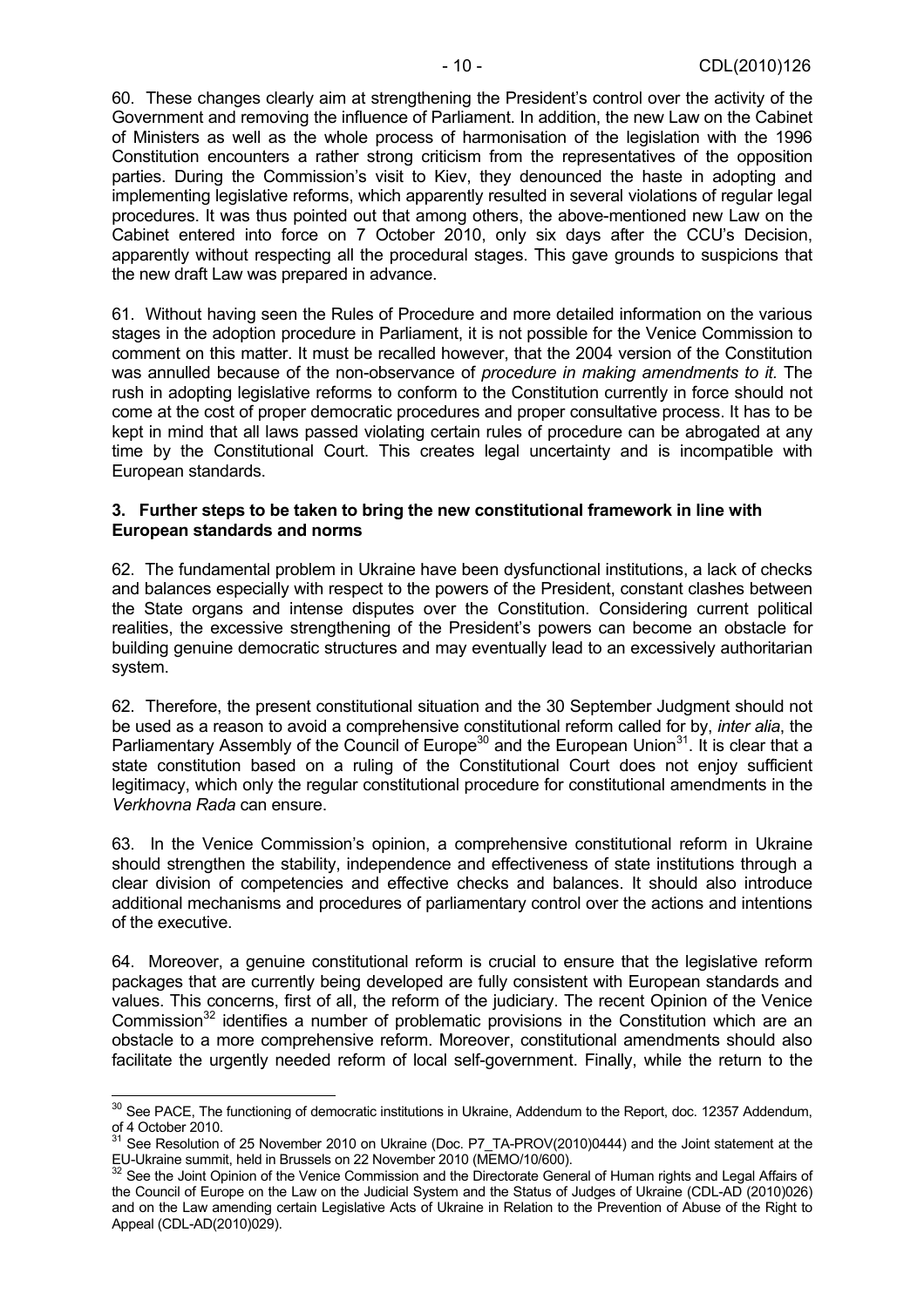60. These changes clearly aim at strengthening the President's control over the activity of the Government and removing the influence of Parliament. In addition, the new Law on the Cabinet of Ministers as well as the whole process of harmonisation of the legislation with the 1996 Constitution encounters a rather strong criticism from the representatives of the opposition parties. During the Commission's visit to Kiev, they denounced the haste in adopting and implementing legislative reforms, which apparently resulted in several violations of regular legal procedures. It was thus pointed out that among others, the above-mentioned new Law on the Cabinet entered into force on 7 October 2010, only six days after the CCU's Decision, apparently without respecting all the procedural stages. This gave grounds to suspicions that the new draft Law was prepared in advance.

61. Without having seen the Rules of Procedure and more detailed information on the various stages in the adoption procedure in Parliament, it is not possible for the Venice Commission to comment on this matter. It must be recalled however, that the 2004 version of the Constitution was annulled because of the non-observance of *procedure in making amendments to it.* The rush in adopting legislative reforms to conform to the Constitution currently in force should not come at the cost of proper democratic procedures and proper consultative process. It has to be kept in mind that all laws passed violating certain rules of procedure can be abrogated at any time by the Constitutional Court. This creates legal uncertainty and is incompatible with European standards.

### 3. Further steps to be taken to bring the new constitutional framework in line with European standards and norms

62. The fundamental problem in Ukraine have been dysfunctional institutions, a lack of checks and balances especially with respect to the powers of the President, constant clashes between the State organs and intense disputes over the Constitution. Considering current political realities, the excessive strengthening of the President's powers can become an obstacle for building genuine democratic structures and may eventually lead to an excessively authoritarian system.

62. Therefore, the present constitutional situation and the 30 September Judgment should not be used as a reason to avoid a comprehensive constitutional reform called for by, *inter alia*, the Parliamentary Assembly of the Council of Europe[30] and the European Union[31]. It is clear that a state constitution based on a ruling of the Constitutional Court does not enjoy sufficient legitimacy, which only the regular constitutional procedure for constitutional amendments in the *Verkhovna Rada* can ensure.

63. In the Venice Commission's opinion, a comprehensive constitutional reform in Ukraine should strengthen the stability, independence and effectiveness of state institutions through a clear division of competencies and effective checks and balances. It should also introduce additional mechanisms and procedures of parliamentary control over the actions and intentions of the executive.

64. Moreover, a genuine constitutional reform is crucial to ensure that the legislative reform packages that are currently being developed are fully consistent with European standards and values. This concerns, first of all, the reform of the judiciary. The recent Opinion of the Venice Commission[32] identifies a number of problematic provisions in the Constitution which are an obstacle to a more comprehensive reform. Moreover, constitutional amendments should also facilitate the urgently needed reform of local self-government. Finally, while the return to the

---

[30] See PACE, The functioning of democratic institutions in Ukraine, Addendum to the Report, doc. 12357 Addendum, of 4 October 2010.

[31] See Resolution of 25 November 2010 on Ukraine (Doc. P7_TA-PROV(2010)0444) and the Joint statement at the EU-Ukraine summit, held in Brussels on 22 November 2010 (MEMO/10/600).

[32] See the Joint Opinion of the Venice Commission and the Directorate General of Human rights and Legal Affairs of the Council of Europe on the Law on the Judicial System and the Status of Judges of Ukraine (CDL-AD (2010)026) and on the Law amending certain Legislative Acts of Ukraine in Relation to the Prevention of Abuse of the Right to Appeal (CDL-AD(2010)029).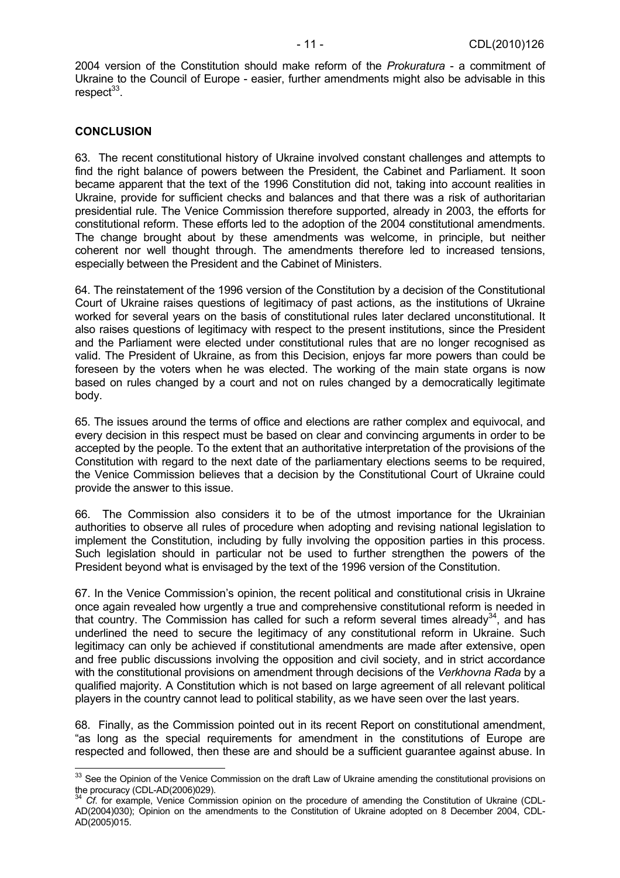2004 version of the Constitution should make reform of the *Prokuratura* - a commitment of Ukraine to the Council of Europe - easier, further amendments might also be advisable in this respect[33].

**CONCLUSION**

63. The recent constitutional history of Ukraine involved constant challenges and attempts to find the right balance of powers between the President, the Cabinet and Parliament. It soon became apparent that the text of the 1996 Constitution did not, taking into account realities in Ukraine, provide for sufficient checks and balances and that there was a risk of authoritarian presidential rule. The Venice Commission therefore supported, already in 2003, the efforts for constitutional reform. These efforts led to the adoption of the 2004 constitutional amendments. The change brought about by these amendments was welcome, in principle, but neither coherent nor well thought through. The amendments therefore led to increased tensions, especially between the President and the Cabinet of Ministers.

64. The reinstatement of the 1996 version of the Constitution by a decision of the Constitutional Court of Ukraine raises questions of legitimacy of past actions, as the institutions of Ukraine worked for several years on the basis of constitutional rules later declared unconstitutional. It also raises questions of legitimacy with respect to the present institutions, since the President and the Parliament were elected under constitutional rules that are no longer recognised as valid. The President of Ukraine, as from this Decision, enjoys far more powers than could be foreseen by the voters when he was elected. The working of the main state organs is now based on rules changed by a court and not on rules changed by a democratically legitimate body.

65. The issues around the terms of office and elections are rather complex and equivocal, and every decision in this respect must be based on clear and convincing arguments in order to be accepted by the people. To the extent that an authoritative interpretation of the provisions of the Constitution with regard to the next date of the parliamentary elections seems to be required, the Venice Commission believes that a decision by the Constitutional Court of Ukraine could provide the answer to this issue.

66. The Commission also considers it to be of the utmost importance for the Ukrainian authorities to observe all rules of procedure when adopting and revising national legislation to implement the Constitution, including by fully involving the opposition parties in this process. Such legislation should in particular not be used to further strengthen the powers of the President beyond what is envisaged by the text of the 1996 version of the Constitution.

67. In the Venice Commission's opinion, the recent political and constitutional crisis in Ukraine once again revealed how urgently a true and comprehensive constitutional reform is needed in that country. The Commission has called for such a reform several times already[34], and has underlined the need to secure the legitimacy of any constitutional reform in Ukraine. Such legitimacy can only be achieved if constitutional amendments are made after extensive, open and free public discussions involving the opposition and civil society, and in strict accordance with the constitutional provisions on amendment through decisions of the *Verkhovna Rada* by a qualified majority. A Constitution which is not based on large agreement of all relevant political players in the country cannot lead to political stability, as we have seen over the last years.

68. Finally, as the Commission pointed out in its recent Report on constitutional amendment, "as long as the special requirements for amendment in the constitutions of Europe are respected and followed, then these are and should be a sufficient guarantee against abuse. In

---

[33] See the Opinion of the Venice Commission on the draft Law of Ukraine amending the constitutional provisions on the procuracy (CDL-AD(2006)029).

[34] *Cf.* for example, Venice Commission opinion on the procedure of amending the Constitution of Ukraine (CDL-AD(2004)030); Opinion on the amendments to the Constitution of Ukraine adopted on 8 December 2004, CDL-AD(2005)015.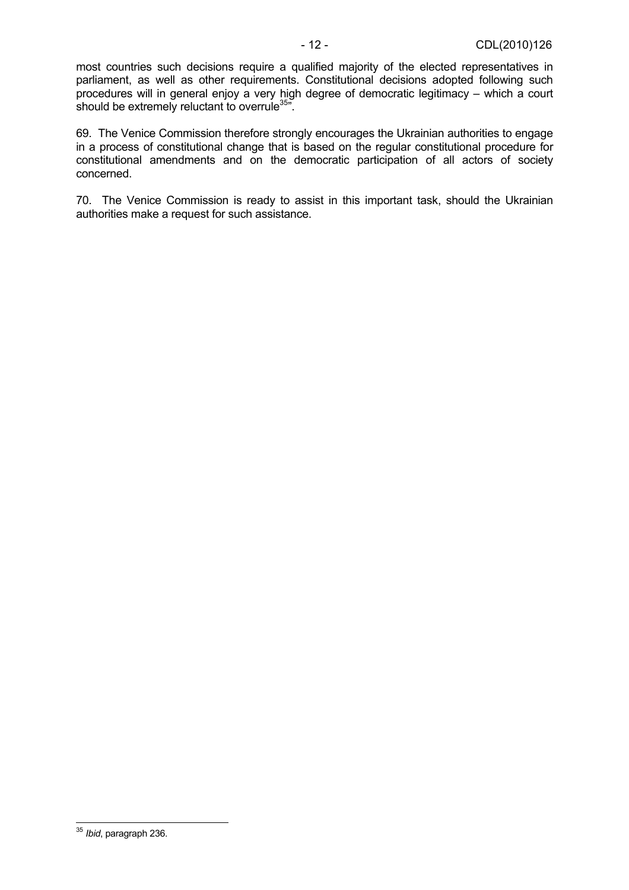most countries such decisions require a qualified majority of the elected representatives in parliament, as well as other requirements. Constitutional decisions adopted following such procedures will in general enjoy a very high degree of democratic legitimacy – which a court should be extremely reluctant to overrule[35]".

69. The Venice Commission therefore strongly encourages the Ukrainian authorities to engage in a process of constitutional change that is based on the regular constitutional procedure for constitutional amendments and on the democratic participation of all actors of society concerned.

70. The Venice Commission is ready to assist in this important task, should the Ukrainian authorities make a request for such assistance.

[35] *Ibid*, paragraph 236.